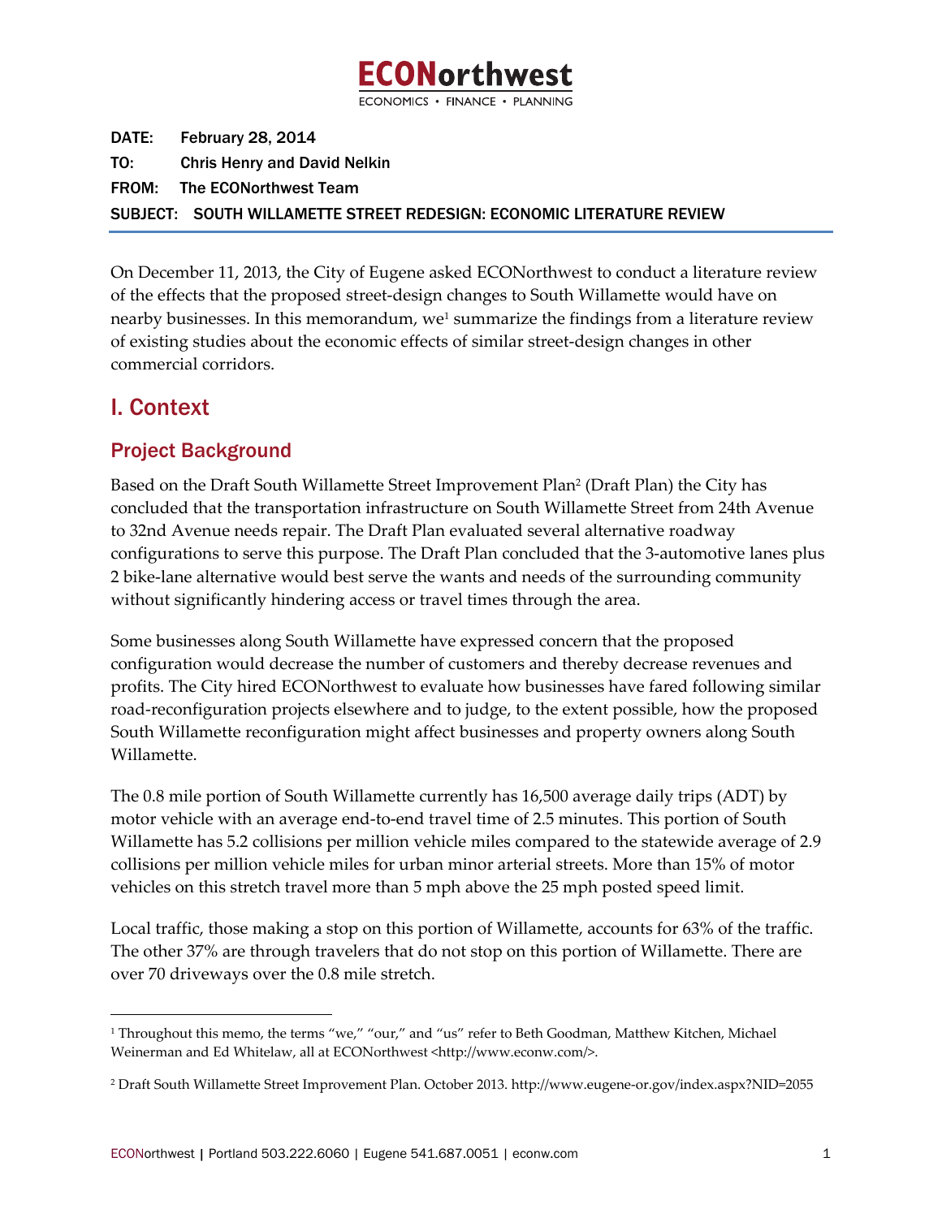# ECONorthwest

ECONOMICS • FINANCE • PLANNING

**DATE:** February 28, 2014

**TO:** Chris Henry and David Nelkin

**FROM:** The ECONorthwest Team

**SUBJECT:** SOUTH WILLAMETTE STREET REDESIGN: ECONOMIC LITERATURE REVIEW

On December 11, 2013, the City of Eugene asked ECONorthwest to conduct a literature review of the effects that the proposed street-design changes to South Willamette would have on nearby businesses. In this memorandum, we[1] summarize the findings from a literature review of existing studies about the economic effects of similar street-design changes in other commercial corridors.

## I. Context

### Project Background

Based on the Draft South Willamette Street Improvement Plan[2] (Draft Plan) the City has concluded that the transportation infrastructure on South Willamette Street from 24th Avenue to 32nd Avenue needs repair. The Draft Plan evaluated several alternative roadway configurations to serve this purpose. The Draft Plan concluded that the 3-automotive lanes plus 2 bike-lane alternative would best serve the wants and needs of the surrounding community without significantly hindering access or travel times through the area.

Some businesses along South Willamette have expressed concern that the proposed configuration would decrease the number of customers and thereby decrease revenues and profits. The City hired ECONorthwest to evaluate how businesses have fared following similar road-reconfiguration projects elsewhere and to judge, to the extent possible, how the proposed South Willamette reconfiguration might affect businesses and property owners along South Willamette.

The 0.8 mile portion of South Willamette currently has 16,500 average daily trips (ADT) by motor vehicle with an average end-to-end travel time of 2.5 minutes. This portion of South Willamette has 5.2 collisions per million vehicle miles compared to the statewide average of 2.9 collisions per million vehicle miles for urban minor arterial streets. More than 15% of motor vehicles on this stretch travel more than 5 mph above the 25 mph posted speed limit.

Local traffic, those making a stop on this portion of Willamette, accounts for 63% of the traffic. The other 37% are through travelers that do not stop on this portion of Willamette. There are over 70 driveways over the 0.8 mile stretch.

---

[1] Throughout this memo, the terms "we," "our," and "us" refer to Beth Goodman, Matthew Kitchen, Michael Weinerman and Ed Whitelaw, all at ECONorthwest <http://www.econw.com/>.

[2] Draft South Willamette Street Improvement Plan. October 2013. http://www.eugene-or.gov/index.aspx?NID=2055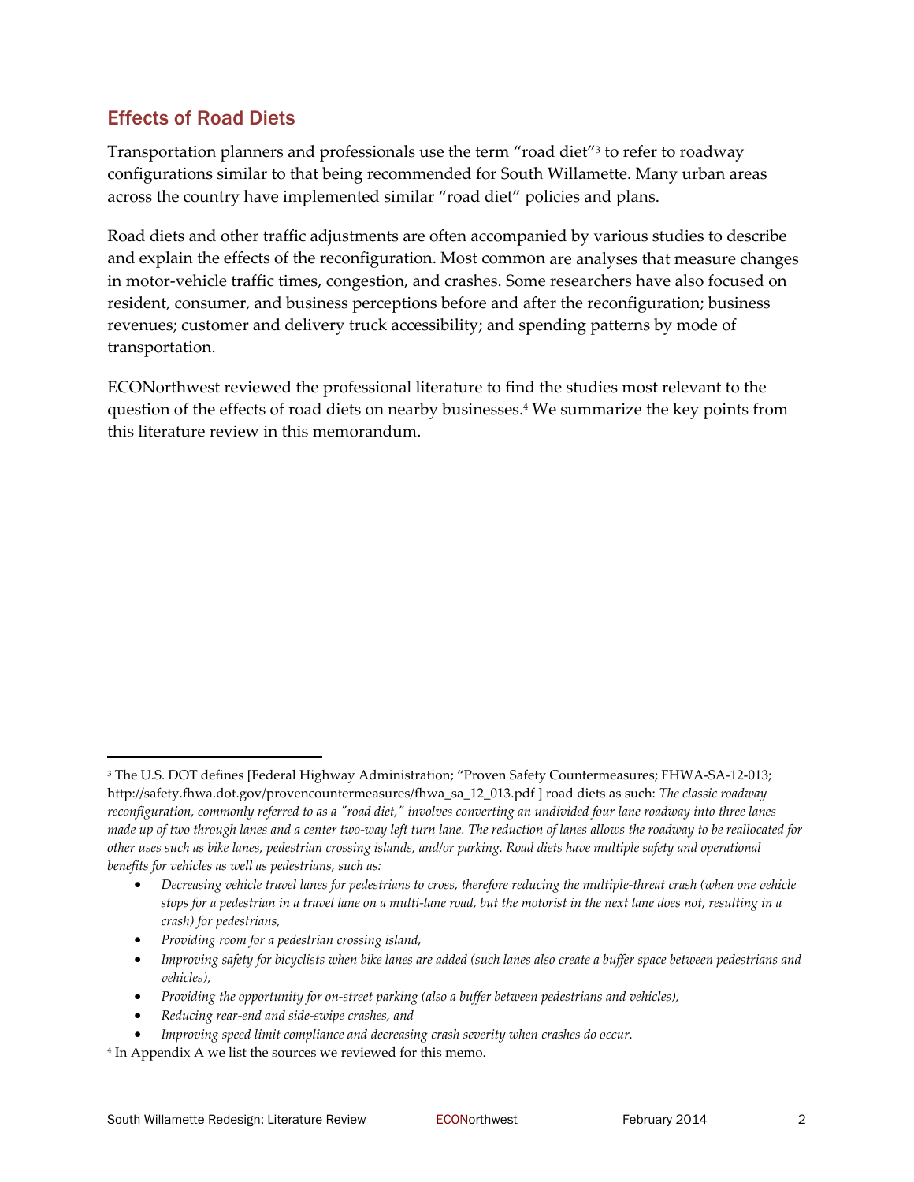## Effects of Road Diets

Transportation planners and professionals use the term "road diet"[3] to refer to roadway configurations similar to that being recommended for South Willamette. Many urban areas across the country have implemented similar "road diet" policies and plans.

Road diets and other traffic adjustments are often accompanied by various studies to describe and explain the effects of the reconfiguration. Most common are analyses that measure changes in motor-vehicle traffic times, congestion, and crashes. Some researchers have also focused on resident, consumer, and business perceptions before and after the reconfiguration; business revenues; customer and delivery truck accessibility; and spending patterns by mode of transportation.

ECONorthwest reviewed the professional literature to find the studies most relevant to the question of the effects of road diets on nearby businesses.[4] We summarize the key points from this literature review in this memorandum.

---

[3] The U.S. DOT defines [Federal Highway Administration; "Proven Safety Countermeasures; FHWA-SA-12-013; http://safety.fhwa.dot.gov/provencountermeasures/fhwa_sa_12_013.pdf ] road diets as such: *The classic roadway reconfiguration, commonly referred to as a "road diet," involves converting an undivided four lane roadway into three lanes made up of two through lanes and a center two-way left turn lane. The reduction of lanes allows the roadway to be reallocated for other uses such as bike lanes, pedestrian crossing islands, and/or parking. Road diets have multiple safety and operational benefits for vehicles as well as pedestrians, such as:*

- *Decreasing vehicle travel lanes for pedestrians to cross, therefore reducing the multiple-threat crash (when one vehicle stops for a pedestrian in a travel lane on a multi-lane road, but the motorist in the next lane does not, resulting in a crash) for pedestrians,*
- *Providing room for a pedestrian crossing island,*
- *Improving safety for bicyclists when bike lanes are added (such lanes also create a buffer space between pedestrians and vehicles),*
- *Providing the opportunity for on-street parking (also a buffer between pedestrians and vehicles),*
- *Reducing rear-end and side-swipe crashes, and*
- *Improving speed limit compliance and decreasing crash severity when crashes do occur.*

[4] In Appendix A we list the sources we reviewed for this memo.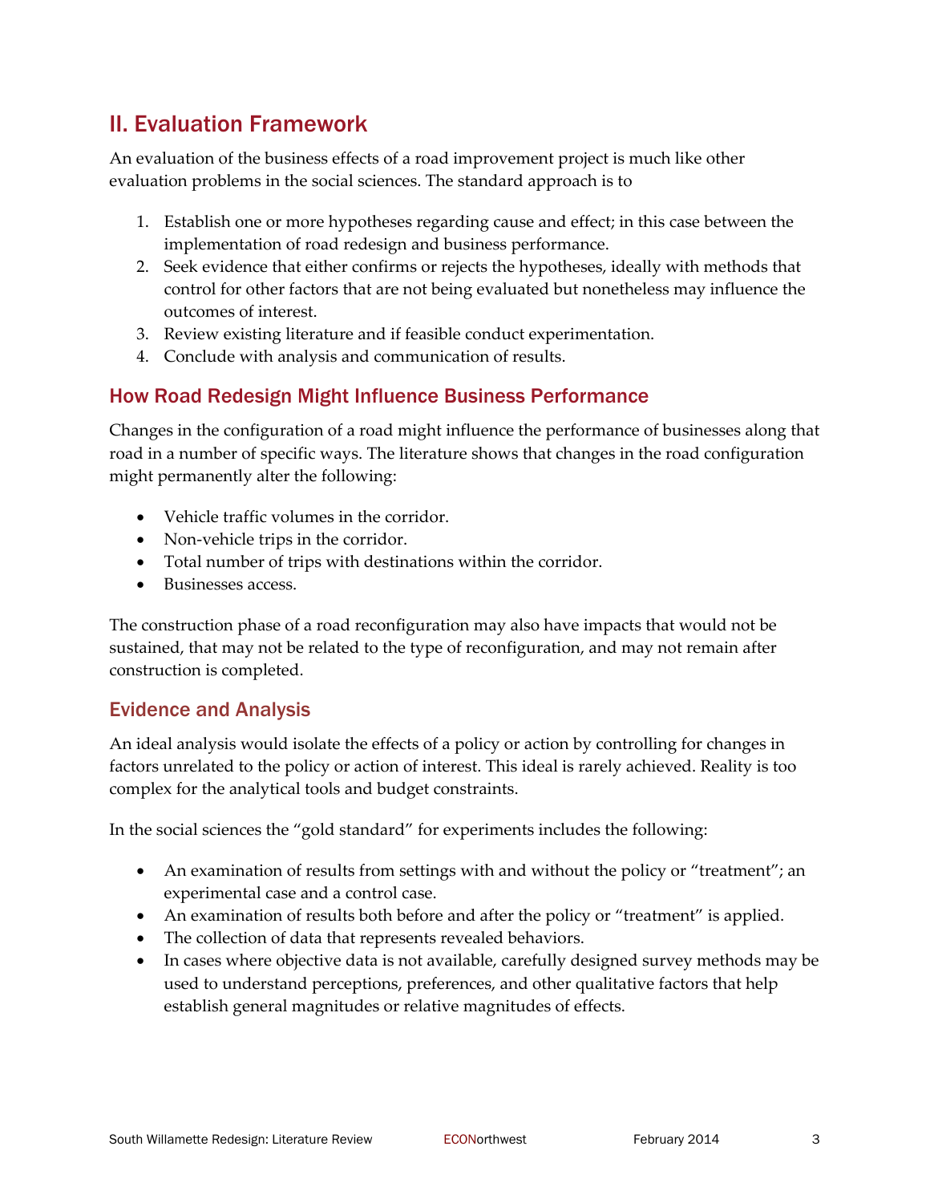## II. Evaluation Framework

An evaluation of the business effects of a road improvement project is much like other evaluation problems in the social sciences. The standard approach is to

1. Establish one or more hypotheses regarding cause and effect; in this case between the implementation of road redesign and business performance.
2. Seek evidence that either confirms or rejects the hypotheses, ideally with methods that control for other factors that are not being evaluated but nonetheless may influence the outcomes of interest.
3. Review existing literature and if feasible conduct experimentation.
4. Conclude with analysis and communication of results.

### How Road Redesign Might Influence Business Performance

Changes in the configuration of a road might influence the performance of businesses along that road in a number of specific ways. The literature shows that changes in the road configuration might permanently alter the following:

- Vehicle traffic volumes in the corridor.
- Non-vehicle trips in the corridor.
- Total number of trips with destinations within the corridor.
- Businesses access.

The construction phase of a road reconfiguration may also have impacts that would not be sustained, that may not be related to the type of reconfiguration, and may not remain after construction is completed.

### Evidence and Analysis

An ideal analysis would isolate the effects of a policy or action by controlling for changes in factors unrelated to the policy or action of interest. This ideal is rarely achieved. Reality is too complex for the analytical tools and budget constraints.

In the social sciences the "gold standard" for experiments includes the following:

- An examination of results from settings with and without the policy or "treatment"; an experimental case and a control case.
- An examination of results both before and after the policy or "treatment" is applied.
- The collection of data that represents revealed behaviors.
- In cases where objective data is not available, carefully designed survey methods may be used to understand perceptions, preferences, and other qualitative factors that help establish general magnitudes or relative magnitudes of effects.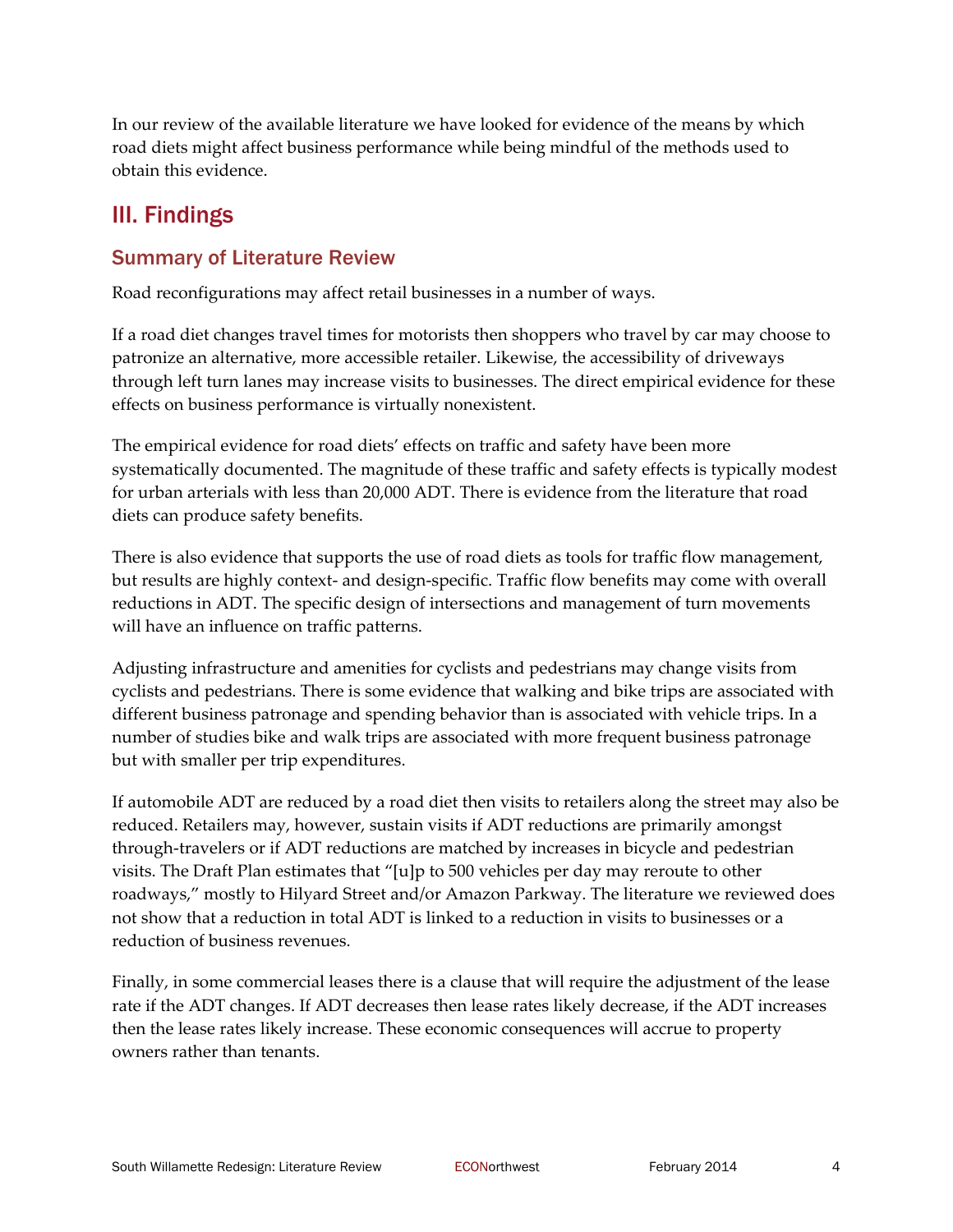In our review of the available literature we have looked for evidence of the means by which road diets might affect business performance while being mindful of the methods used to obtain this evidence.

## III. Findings

### Summary of Literature Review

Road reconfigurations may affect retail businesses in a number of ways.

If a road diet changes travel times for motorists then shoppers who travel by car may choose to patronize an alternative, more accessible retailer. Likewise, the accessibility of driveways through left turn lanes may increase visits to businesses. The direct empirical evidence for these effects on business performance is virtually nonexistent.

The empirical evidence for road diets' effects on traffic and safety have been more systematically documented. The magnitude of these traffic and safety effects is typically modest for urban arterials with less than 20,000 ADT. There is evidence from the literature that road diets can produce safety benefits.

There is also evidence that supports the use of road diets as tools for traffic flow management, but results are highly context- and design-specific. Traffic flow benefits may come with overall reductions in ADT. The specific design of intersections and management of turn movements will have an influence on traffic patterns.

Adjusting infrastructure and amenities for cyclists and pedestrians may change visits from cyclists and pedestrians. There is some evidence that walking and bike trips are associated with different business patronage and spending behavior than is associated with vehicle trips. In a number of studies bike and walk trips are associated with more frequent business patronage but with smaller per trip expenditures.

If automobile ADT are reduced by a road diet then visits to retailers along the street may also be reduced. Retailers may, however, sustain visits if ADT reductions are primarily amongst through-travelers or if ADT reductions are matched by increases in bicycle and pedestrian visits. The Draft Plan estimates that "[u]p to 500 vehicles per day may reroute to other roadways," mostly to Hilyard Street and/or Amazon Parkway. The literature we reviewed does not show that a reduction in total ADT is linked to a reduction in visits to businesses or a reduction of business revenues.

Finally, in some commercial leases there is a clause that will require the adjustment of the lease rate if the ADT changes. If ADT decreases then lease rates likely decrease, if the ADT increases then the lease rates likely increase. These economic consequences will accrue to property owners rather than tenants.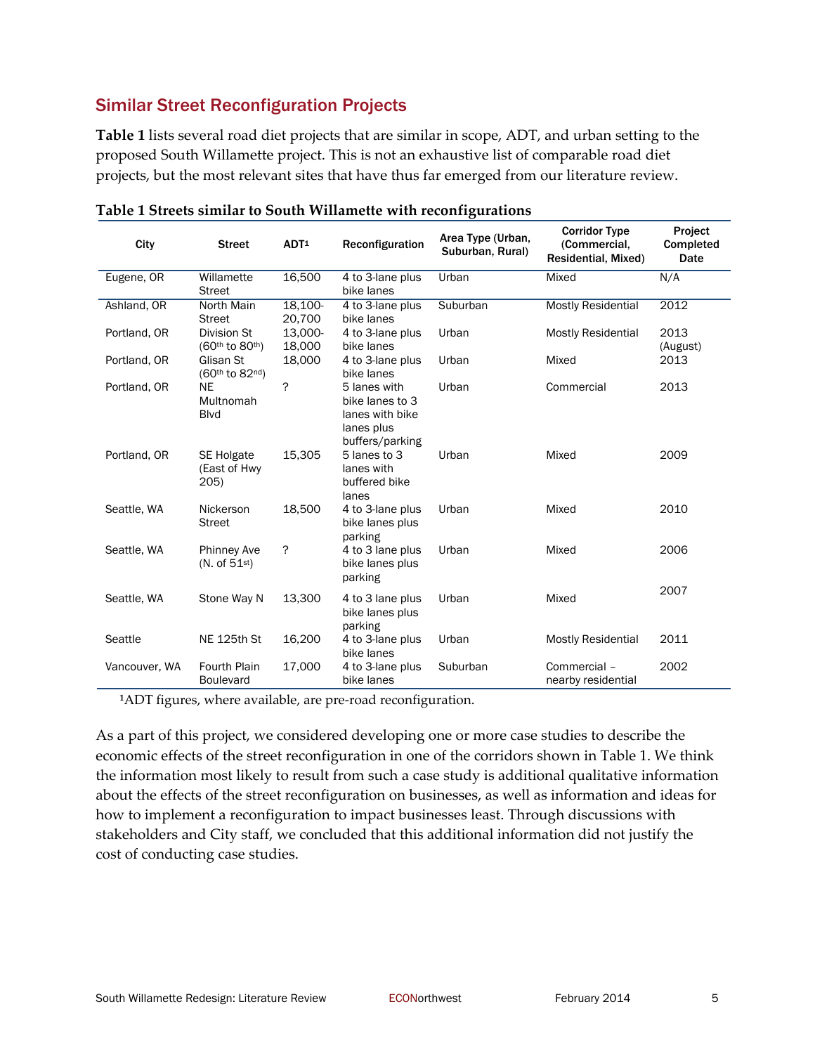## Similar Street Reconfiguration Projects

**Table 1** lists several road diet projects that are similar in scope, ADT, and urban setting to the proposed South Willamette project. This is not an exhaustive list of comparable road diet projects, but the most relevant sites that have thus far emerged from our literature review.

**Table 1 Streets similar to South Willamette with reconfigurations**

| City | Street | ADT[1] | Reconfiguration | Area Type (Urban, Suburban, Rural) | Corridor Type (Commercial, Residential, Mixed) | Project Completed Date |
|---|---|---|---|---|---|---|
| Eugene, OR | Willamette Street | 16,500 | 4 to 3-lane plus bike lanes | Urban | Mixed | N/A |
| Ashland, OR | North Main Street | 18,100-20,700 | 4 to 3-lane plus bike lanes | Suburban | Mostly Residential | 2012 |
| Portland, OR | Division St (60th to 80th) | 13,000-18,000 | 4 to 3-lane plus bike lanes | Urban | Mostly Residential | 2013 (August) |
| Portland, OR | Glisan St (60th to 82nd) | 18,000 | 4 to 3-lane plus bike lanes | Urban | Mixed | 2013 |
| Portland, OR | NE Multnomah Blvd | ? | 5 lanes with bike lanes to 3 lanes with bike lanes plus buffers/parking | Urban | Commercial | 2013 |
| Portland, OR | SE Holgate (East of Hwy 205) | 15,305 | 5 lanes to 3 lanes with buffered bike lanes | Urban | Mixed | 2009 |
| Seattle, WA | Nickerson Street | 18,500 | 4 to 3-lane plus bike lanes plus parking | Urban | Mixed | 2010 |
| Seattle, WA | Phinney Ave (N. of 51st) | ? | 4 to 3 lane plus bike lanes plus parking | Urban | Mixed | 2006 |
| Seattle, WA | Stone Way N | 13,300 | 4 to 3 lane plus bike lanes plus parking | Urban | Mixed | 2007 |
| Seattle | NE 125th St | 16,200 | 4 to 3-lane plus bike lanes | Urban | Mostly Residential | 2011 |
| Vancouver, WA | Fourth Plain Boulevard | 17,000 | 4 to 3-lane plus bike lanes | Suburban | Commercial – nearby residential | 2002 |

[1]ADT figures, where available, are pre-road reconfiguration.

As a part of this project, we considered developing one or more case studies to describe the economic effects of the street reconfiguration in one of the corridors shown in Table 1. We think the information most likely to result from such a case study is additional qualitative information about the effects of the street reconfiguration on businesses, as well as information and ideas for how to implement a reconfiguration to impact businesses least. Through discussions with stakeholders and City staff, we concluded that this additional information did not justify the cost of conducting case studies.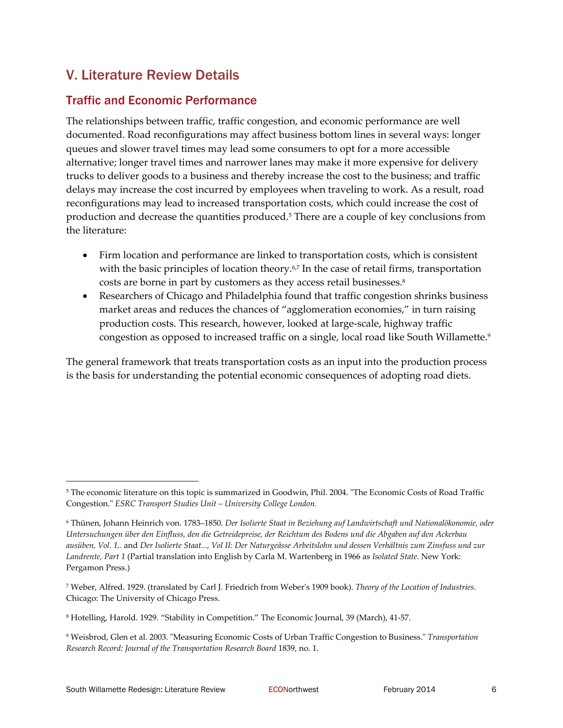## V. Literature Review Details

### Traffic and Economic Performance

The relationships between traffic, traffic congestion, and economic performance are well documented. Road reconfigurations may affect business bottom lines in several ways: longer queues and slower travel times may lead some consumers to opt for a more accessible alternative; longer travel times and narrower lanes may make it more expensive for delivery trucks to deliver goods to a business and thereby increase the cost to the business; and traffic delays may increase the cost incurred by employees when traveling to work. As a result, road reconfigurations may lead to increased transportation costs, which could increase the cost of production and decrease the quantities produced.[5] There are a couple of key conclusions from the literature:

- Firm location and performance are linked to transportation costs, which is consistent with the basic principles of location theory.[6,7] In the case of retail firms, transportation costs are borne in part by customers as they access retail businesses.[8]
- Researchers of Chicago and Philadelphia found that traffic congestion shrinks business market areas and reduces the chances of "agglomeration economies," in turn raising production costs. This research, however, looked at large-scale, highway traffic congestion as opposed to increased traffic on a single, local road like South Willamette.[9]

The general framework that treats transportation costs as an input into the production process is the basis for understanding the potential economic consequences of adopting road diets.

---

[5] The economic literature on this topic is summarized in Goodwin, Phil. 2004. "The Economic Costs of Road Traffic Congestion." *ESRC Transport Studies Unit – University College London.*

[6] Thünen, Johann Heinrich von. 1783–1850. *Der Isolierte Staat in Beziehung auf Landwirtschaft und Nationalökonomie, oder Untersuchungen über den Einfluss, den die Getreidepreise, der Reichtum des Bodens und die Abgaben auf den Ackerbau ausüben, Vol. 1,.* and *Der Isolierte Staat..., Vol II: Der Naturgeässe Arbeitslohn und dessen Verhältnis zum Zinsfuss und zur Landrente, Part 1* (Partial translation into English by Carla M. Wartenberg in 1966 as *Isolated State.* New York: Pergamon Press.)

[7] Weber, Alfred. 1929. (translated by Carl J. Friedrich from Weber's 1909 book). *Theory of the Location of Industries.* Chicago: The University of Chicago Press.

[8] Hotelling, Harold. 1929. "Stability in Competition." The Economic Journal, 39 (March), 41-57.

[9] Weisbrod, Glen et al. 2003. "Measuring Economic Costs of Urban Traffic Congestion to Business." *Transportation Research Record: Journal of the Transportation Research Board* 1839, no. 1.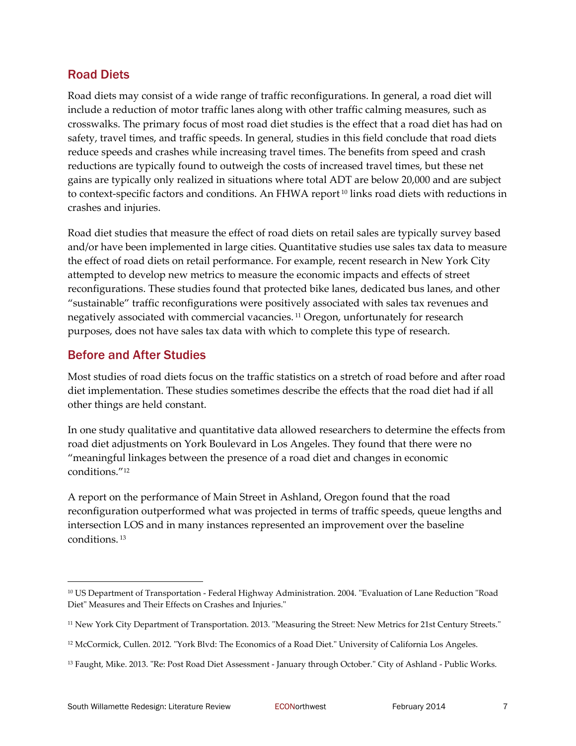## Road Diets

Road diets may consist of a wide range of traffic reconfigurations. In general, a road diet will include a reduction of motor traffic lanes along with other traffic calming measures, such as crosswalks. The primary focus of most road diet studies is the effect that a road diet has had on safety, travel times, and traffic speeds. In general, studies in this field conclude that road diets reduce speeds and crashes while increasing travel times. The benefits from speed and crash reductions are typically found to outweigh the costs of increased travel times, but these net gains are typically only realized in situations where total ADT are below 20,000 and are subject to context-specific factors and conditions. An FHWA report [10] links road diets with reductions in crashes and injuries.

Road diet studies that measure the effect of road diets on retail sales are typically survey based and/or have been implemented in large cities. Quantitative studies use sales tax data to measure the effect of road diets on retail performance. For example, recent research in New York City attempted to develop new metrics to measure the economic impacts and effects of street reconfigurations. These studies found that protected bike lanes, dedicated bus lanes, and other "sustainable" traffic reconfigurations were positively associated with sales tax revenues and negatively associated with commercial vacancies. [11] Oregon, unfortunately for research purposes, does not have sales tax data with which to complete this type of research.

## Before and After Studies

Most studies of road diets focus on the traffic statistics on a stretch of road before and after road diet implementation. These studies sometimes describe the effects that the road diet had if all other things are held constant.

In one study qualitative and quantitative data allowed researchers to determine the effects from road diet adjustments on York Boulevard in Los Angeles. They found that there were no "meaningful linkages between the presence of a road diet and changes in economic conditions."[12]

A report on the performance of Main Street in Ashland, Oregon found that the road reconfiguration outperformed what was projected in terms of traffic speeds, queue lengths and intersection LOS and in many instances represented an improvement over the baseline conditions. [13]

---

[10] US Department of Transportation - Federal Highway Administration. 2004. "Evaluation of Lane Reduction "Road Diet" Measures and Their Effects on Crashes and Injuries."

[11] New York City Department of Transportation. 2013. "Measuring the Street: New Metrics for 21st Century Streets."

[12] McCormick, Cullen. 2012. "York Blvd: The Economics of a Road Diet." University of California Los Angeles.

[13] Faught, Mike. 2013. "Re: Post Road Diet Assessment - January through October." City of Ashland - Public Works.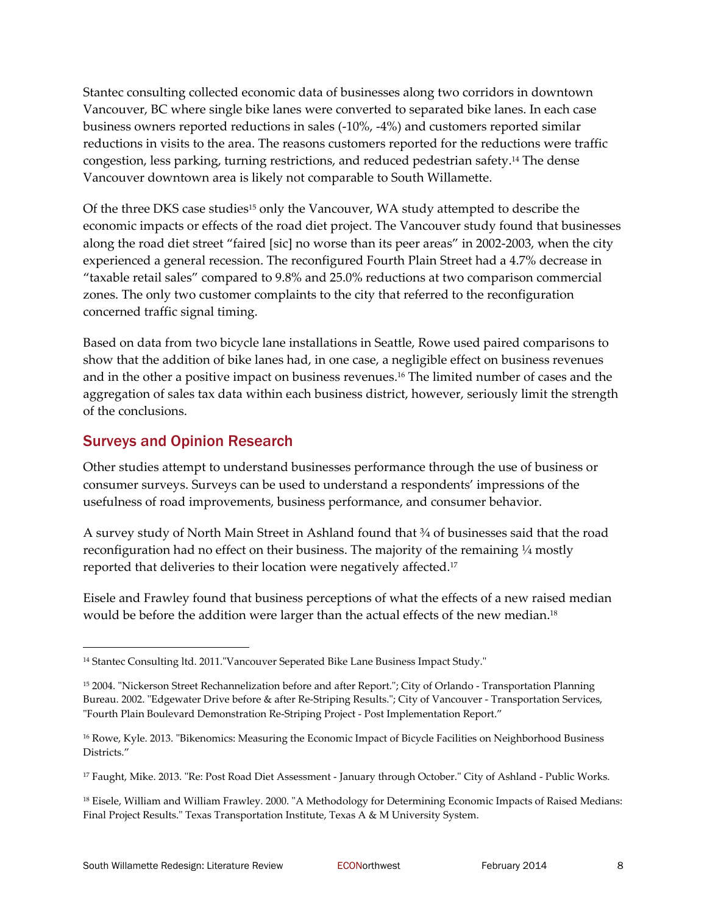Stantec consulting collected economic data of businesses along two corridors in downtown Vancouver, BC where single bike lanes were converted to separated bike lanes. In each case business owners reported reductions in sales (-10%, -4%) and customers reported similar reductions in visits to the area. The reasons customers reported for the reductions were traffic congestion, less parking, turning restrictions, and reduced pedestrian safety.[14] The dense Vancouver downtown area is likely not comparable to South Willamette.

Of the three DKS case studies[15] only the Vancouver, WA study attempted to describe the economic impacts or effects of the road diet project. The Vancouver study found that businesses along the road diet street "faired [sic] no worse than its peer areas" in 2002-2003, when the city experienced a general recession. The reconfigured Fourth Plain Street had a 4.7% decrease in "taxable retail sales" compared to 9.8% and 25.0% reductions at two comparison commercial zones. The only two customer complaints to the city that referred to the reconfiguration concerned traffic signal timing.

Based on data from two bicycle lane installations in Seattle, Rowe used paired comparisons to show that the addition of bike lanes had, in one case, a negligible effect on business revenues and in the other a positive impact on business revenues.[16] The limited number of cases and the aggregation of sales tax data within each business district, however, seriously limit the strength of the conclusions.

## Surveys and Opinion Research

Other studies attempt to understand businesses performance through the use of business or consumer surveys. Surveys can be used to understand a respondents' impressions of the usefulness of road improvements, business performance, and consumer behavior.

A survey study of North Main Street in Ashland found that ¾ of businesses said that the road reconfiguration had no effect on their business. The majority of the remaining ¼ mostly reported that deliveries to their location were negatively affected.[17]

Eisele and Frawley found that business perceptions of what the effects of a new raised median would be before the addition were larger than the actual effects of the new median.[18]

---

[14] Stantec Consulting ltd. 2011."Vancouver Seperated Bike Lane Business Impact Study."

[15] 2004. "Nickerson Street Rechannelization before and after Report."; City of Orlando - Transportation Planning Bureau. 2002. "Edgewater Drive before & after Re-Striping Results."; City of Vancouver - Transportation Services, "Fourth Plain Boulevard Demonstration Re-Striping Project - Post Implementation Report."

[16] Rowe, Kyle. 2013. "Bikenomics: Measuring the Economic Impact of Bicycle Facilities on Neighborhood Business Districts."

[17] Faught, Mike. 2013. "Re: Post Road Diet Assessment - January through October." City of Ashland - Public Works.

[18] Eisele, William and William Frawley. 2000. "A Methodology for Determining Economic Impacts of Raised Medians: Final Project Results." Texas Transportation Institute, Texas A & M University System.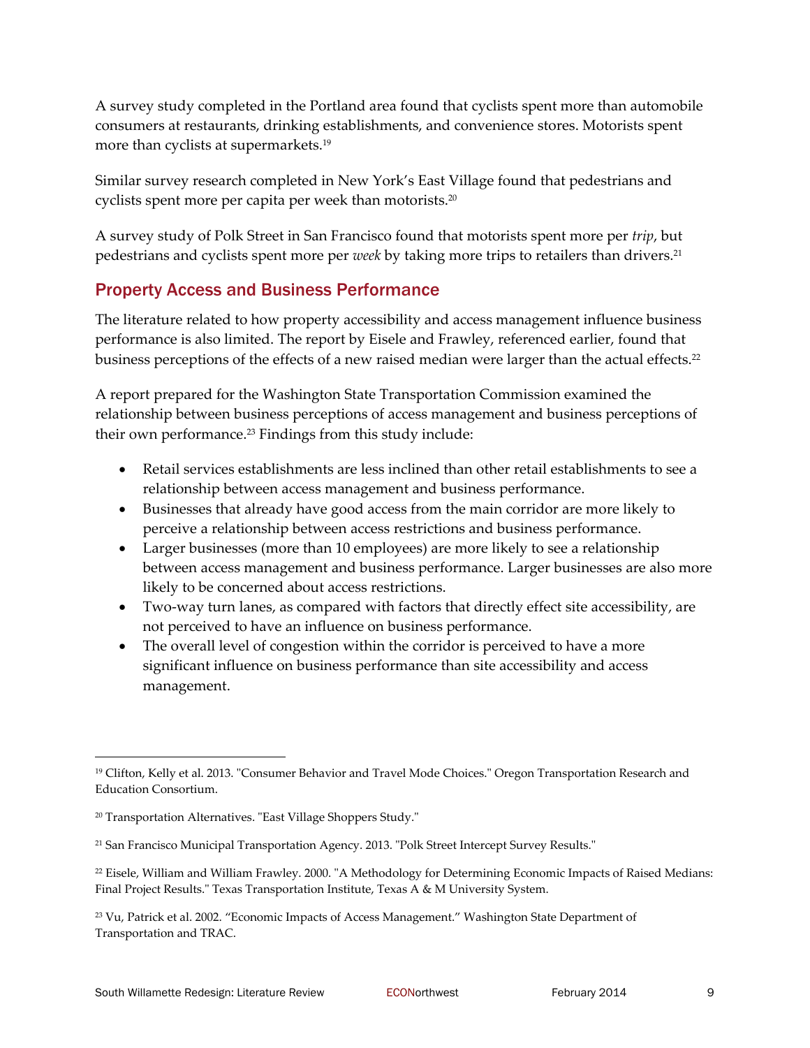A survey study completed in the Portland area found that cyclists spent more than automobile consumers at restaurants, drinking establishments, and convenience stores. Motorists spent more than cyclists at supermarkets.[19]

Similar survey research completed in New York's East Village found that pedestrians and cyclists spent more per capita per week than motorists.[20]

A survey study of Polk Street in San Francisco found that motorists spent more per *trip*, but pedestrians and cyclists spent more per *week* by taking more trips to retailers than drivers.[21]

## Property Access and Business Performance

The literature related to how property accessibility and access management influence business performance is also limited. The report by Eisele and Frawley, referenced earlier, found that business perceptions of the effects of a new raised median were larger than the actual effects.[22]

A report prepared for the Washington State Transportation Commission examined the relationship between business perceptions of access management and business perceptions of their own performance.[23] Findings from this study include:

- Retail services establishments are less inclined than other retail establishments to see a relationship between access management and business performance.
- Businesses that already have good access from the main corridor are more likely to perceive a relationship between access restrictions and business performance.
- Larger businesses (more than 10 employees) are more likely to see a relationship between access management and business performance. Larger businesses are also more likely to be concerned about access restrictions.
- Two-way turn lanes, as compared with factors that directly effect site accessibility, are not perceived to have an influence on business performance.
- The overall level of congestion within the corridor is perceived to have a more significant influence on business performance than site accessibility and access management.

---

[19] Clifton, Kelly et al. 2013. "Consumer Behavior and Travel Mode Choices." Oregon Transportation Research and Education Consortium.

[20] Transportation Alternatives. "East Village Shoppers Study."

[21] San Francisco Municipal Transportation Agency. 2013. "Polk Street Intercept Survey Results."

[22] Eisele, William and William Frawley. 2000. "A Methodology for Determining Economic Impacts of Raised Medians: Final Project Results." Texas Transportation Institute, Texas A & M University System.

[23] Vu, Patrick et al. 2002. "Economic Impacts of Access Management." Washington State Department of Transportation and TRAC.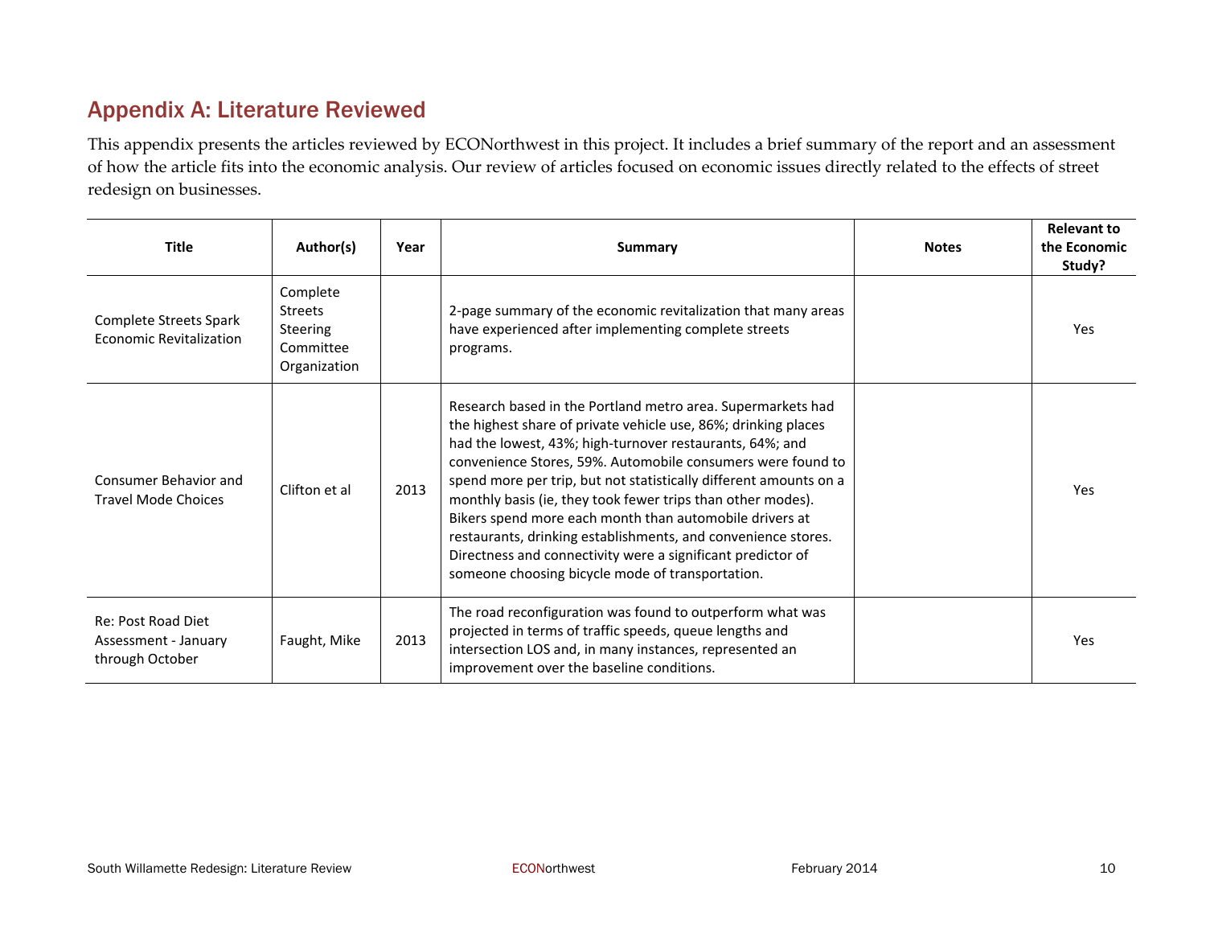## Appendix A: Literature Reviewed

This appendix presents the articles reviewed by ECONorthwest in this project. It includes a brief summary of the report and an assessment of how the article fits into the economic analysis. Our review of articles focused on economic issues directly related to the effects of street redesign on businesses.

| Title | Author(s) | Year | Summary | Notes | Relevant to the Economic Study? |
|---|---|---|---|---|---|
| Complete Streets Spark Economic Revitalization | Complete Streets Steering Committee Organization | | 2-page summary of the economic revitalization that many areas have experienced after implementing complete streets programs. | | Yes |
| Consumer Behavior and Travel Mode Choices | Clifton et al | 2013 | Research based in the Portland metro area. Supermarkets had the highest share of private vehicle use, 86%; drinking places had the lowest, 43%; high-turnover restaurants, 64%; and convenience Stores, 59%. Automobile consumers were found to spend more per trip, but not statistically different amounts on a monthly basis (ie, they took fewer trips than other modes). Bikers spend more each month than automobile drivers at restaurants, drinking establishments, and convenience stores. Directness and connectivity were a significant predictor of someone choosing bicycle mode of transportation. | | Yes |
| Re: Post Road Diet Assessment - January through October | Faught, Mike | 2013 | The road reconfiguration was found to outperform what was projected in terms of traffic speeds, queue lengths and intersection LOS and, in many instances, represented an improvement over the baseline conditions. | | Yes |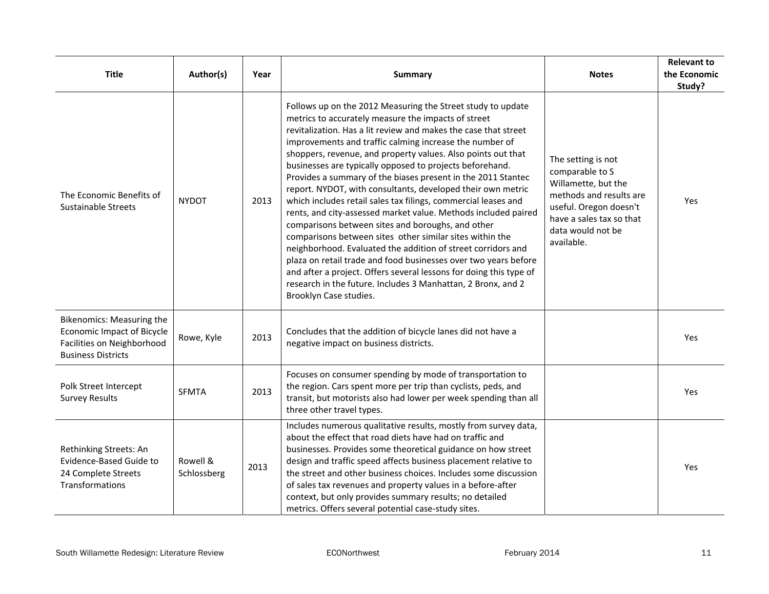| Title | Author(s) | Year | Summary | Notes | Relevant to the Economic Study? |
|---|---|---|---|---|---|
| The Economic Benefits of Sustainable Streets | NYDOT | 2013 | Follows up on the 2012 Measuring the Street study to update metrics to accurately measure the impacts of street revitalization. Has a lit review and makes the case that street improvements and traffic calming increase the number of shoppers, revenue, and property values. Also points out that businesses are typically opposed to projects beforehand. Provides a summary of the biases present in the 2011 Stantec report. NYDOT, with consultants, developed their own metric which includes retail sales tax filings, commercial leases and rents, and city-assessed market value. Methods included paired comparisons between sites and boroughs, and other comparisons between sites other similar sites within the neighborhood. Evaluated the addition of street corridors and plaza on retail trade and food businesses over two years before and after a project. Offers several lessons for doing this type of research in the future. Includes 3 Manhattan, 2 Bronx, and 2 Brooklyn Case studies. | The setting is not comparable to S Willamette, but the methods and results are useful. Oregon doesn't have a sales tax so that data would not be available. | Yes |
| Bikenomics: Measuring the Economic Impact of Bicycle Facilities on Neighborhood Business Districts | Rowe, Kyle | 2013 | Concludes that the addition of bicycle lanes did not have a negative impact on business districts. | | Yes |
| Polk Street Intercept Survey Results | SFMTA | 2013 | Focuses on consumer spending by mode of transportation to the region. Cars spent more per trip than cyclists, peds, and transit, but motorists also had lower per week spending than all three other travel types. | | Yes |
| Rethinking Streets: An Evidence-Based Guide to 24 Complete Streets Transformations | Rowell & Schlossberg | 2013 | Includes numerous qualitative results, mostly from survey data, about the effect that road diets have had on traffic and businesses. Provides some theoretical guidance on how street design and traffic speed affects business placement relative to the street and other business choices. Includes some discussion of sales tax revenues and property values in a before-after context, but only provides summary results; no detailed metrics. Offers several potential case-study sites. | | Yes |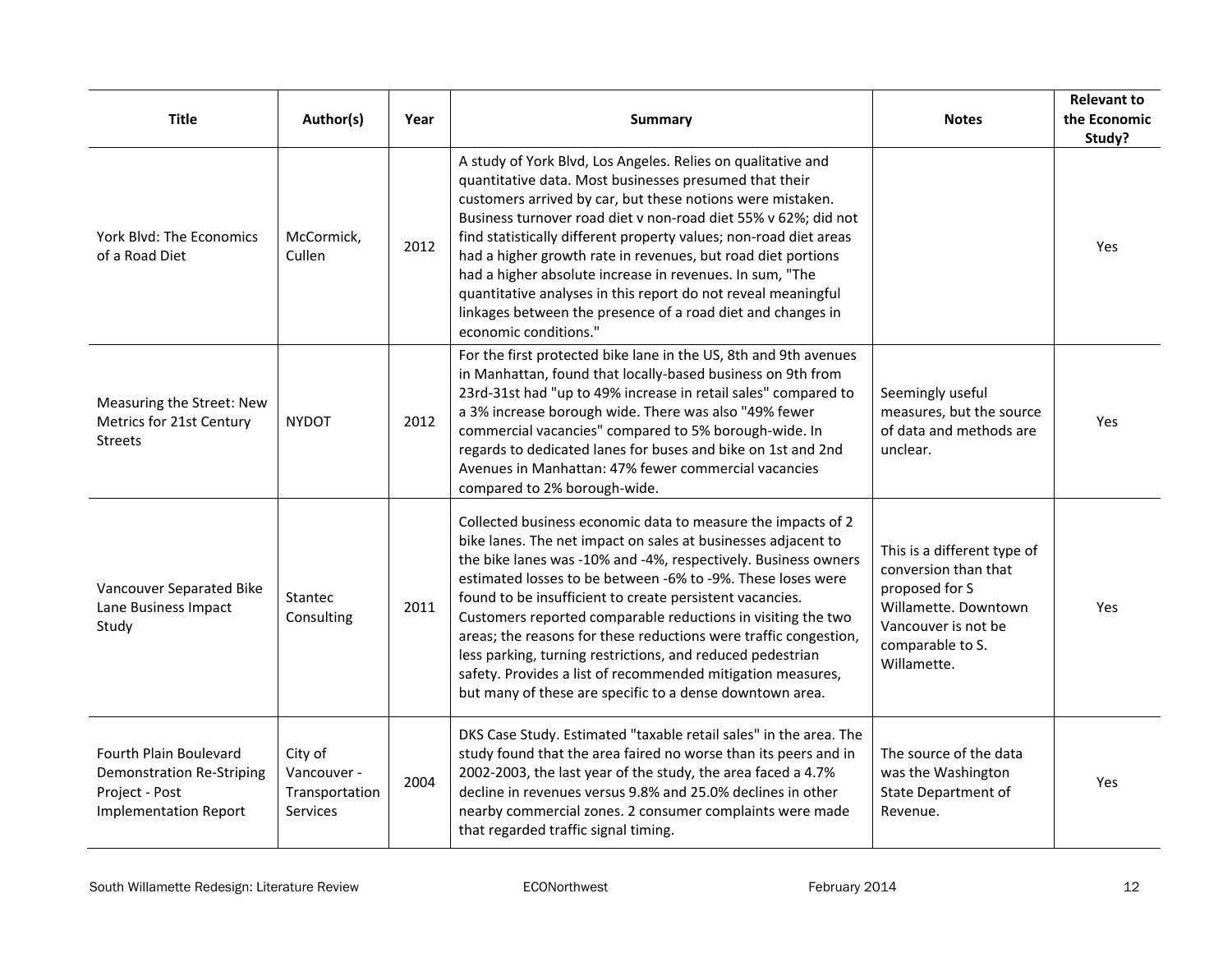| Title | Author(s) | Year | Summary | Notes | Relevant to the Economic Study? |
|---|---|---|---|---|---|
| York Blvd: The Economics of a Road Diet | McCormick, Cullen | 2012 | A study of York Blvd, Los Angeles. Relies on qualitative and quantitative data. Most businesses presumed that their customers arrived by car, but these notions were mistaken. Business turnover road diet v non-road diet 55% v 62%; did not find statistically different property values; non-road diet areas had a higher growth rate in revenues, but road diet portions had a higher absolute increase in revenues. In sum, "The quantitative analyses in this report do not reveal meaningful linkages between the presence of a road diet and changes in economic conditions." | | Yes |
| Measuring the Street: New Metrics for 21st Century Streets | NYDOT | 2012 | For the first protected bike lane in the US, 8th and 9th avenues in Manhattan, found that locally-based business on 9th from 23rd-31st had "up to 49% increase in retail sales" compared to a 3% increase borough wide. There was also "49% fewer commercial vacancies" compared to 5% borough-wide. In regards to dedicated lanes for buses and bike on 1st and 2nd Avenues in Manhattan: 47% fewer commercial vacancies compared to 2% borough-wide. | Seemingly useful measures, but the source of data and methods are unclear. | Yes |
| Vancouver Separated Bike Lane Business Impact Study | Stantec Consulting | 2011 | Collected business economic data to measure the impacts of 2 bike lanes. The net impact on sales at businesses adjacent to the bike lanes was -10% and -4%, respectively. Business owners estimated losses to be between -6% to -9%. These loses were found to be insufficient to create persistent vacancies. Customers reported comparable reductions in visiting the two areas; the reasons for these reductions were traffic congestion, less parking, turning restrictions, and reduced pedestrian safety. Provides a list of recommended mitigation measures, but many of these are specific to a dense downtown area. | This is a different type of conversion than that proposed for S Willamette. Downtown Vancouver is not be comparable to S. Willamette. | Yes |
| Fourth Plain Boulevard Demonstration Re-Striping Project - Post Implementation Report | City of Vancouver - Transportation Services | 2004 | DKS Case Study. Estimated "taxable retail sales" in the area. The study found that the area faired no worse than its peers and in 2002-2003, the last year of the study, the area faced a 4.7% decline in revenues versus 9.8% and 25.0% declines in other nearby commercial zones. 2 consumer complaints were made that regarded traffic signal timing. | The source of the data was the Washington State Department of Revenue. | Yes |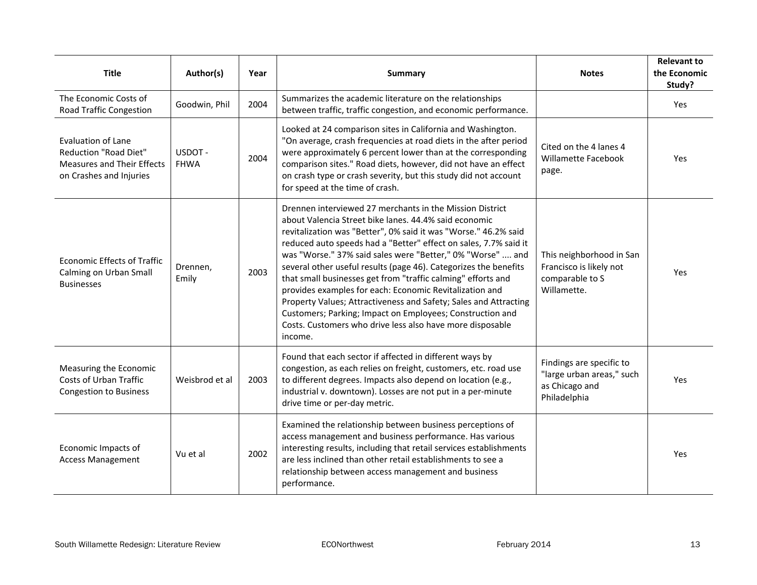| Title | Author(s) | Year | Summary | Notes | Relevant to the Economic Study? |
|---|---|---|---|---|---|
| The Economic Costs of Road Traffic Congestion | Goodwin, Phil | 2004 | Summarizes the academic literature on the relationships between traffic, traffic congestion, and economic performance. | | Yes |
| Evaluation of Lane Reduction "Road Diet" Measures and Their Effects on Crashes and Injuries | USDOT - FHWA | 2004 | Looked at 24 comparison sites in California and Washington. "On average, crash frequencies at road diets in the after period were approximately 6 percent lower than at the corresponding comparison sites." Road diets, however, did not have an effect on crash type or crash severity, but this study did not account for speed at the time of crash. | Cited on the 4 lanes 4 Willamette Facebook page. | Yes |
| Economic Effects of Traffic Calming on Urban Small Businesses | Drennen, Emily | 2003 | Drennen interviewed 27 merchants in the Mission District about Valencia Street bike lanes. 44.4% said economic revitalization was "Better", 0% said it was "Worse." 46.2% said reduced auto speeds had a "Better" effect on sales, 7.7% said it was "Worse." 37% said sales were "Better," 0% "Worse" .... and several other useful results (page 46). Categorizes the benefits that small businesses get from "traffic calming" efforts and provides examples for each: Economic Revitalization and Property Values; Attractiveness and Safety; Sales and Attracting Customers; Parking; Impact on Employees; Construction and Costs. Customers who drive less also have more disposable income. | This neighborhood in San Francisco is likely not comparable to S Willamette. | Yes |
| Measuring the Economic Costs of Urban Traffic Congestion to Business | Weisbrod et al | 2003 | Found that each sector if affected in different ways by congestion, as each relies on freight, customers, etc. road use to different degrees. Impacts also depend on location (e.g., industrial v. downtown). Losses are not put in a per-minute drive time or per-day metric. | Findings are specific to "large urban areas," such as Chicago and Philadelphia | Yes |
| Economic Impacts of Access Management | Vu et al | 2002 | Examined the relationship between business perceptions of access management and business performance. Has various interesting results, including that retail services establishments are less inclined than other retail establishments to see a relationship between access management and business performance. | | Yes |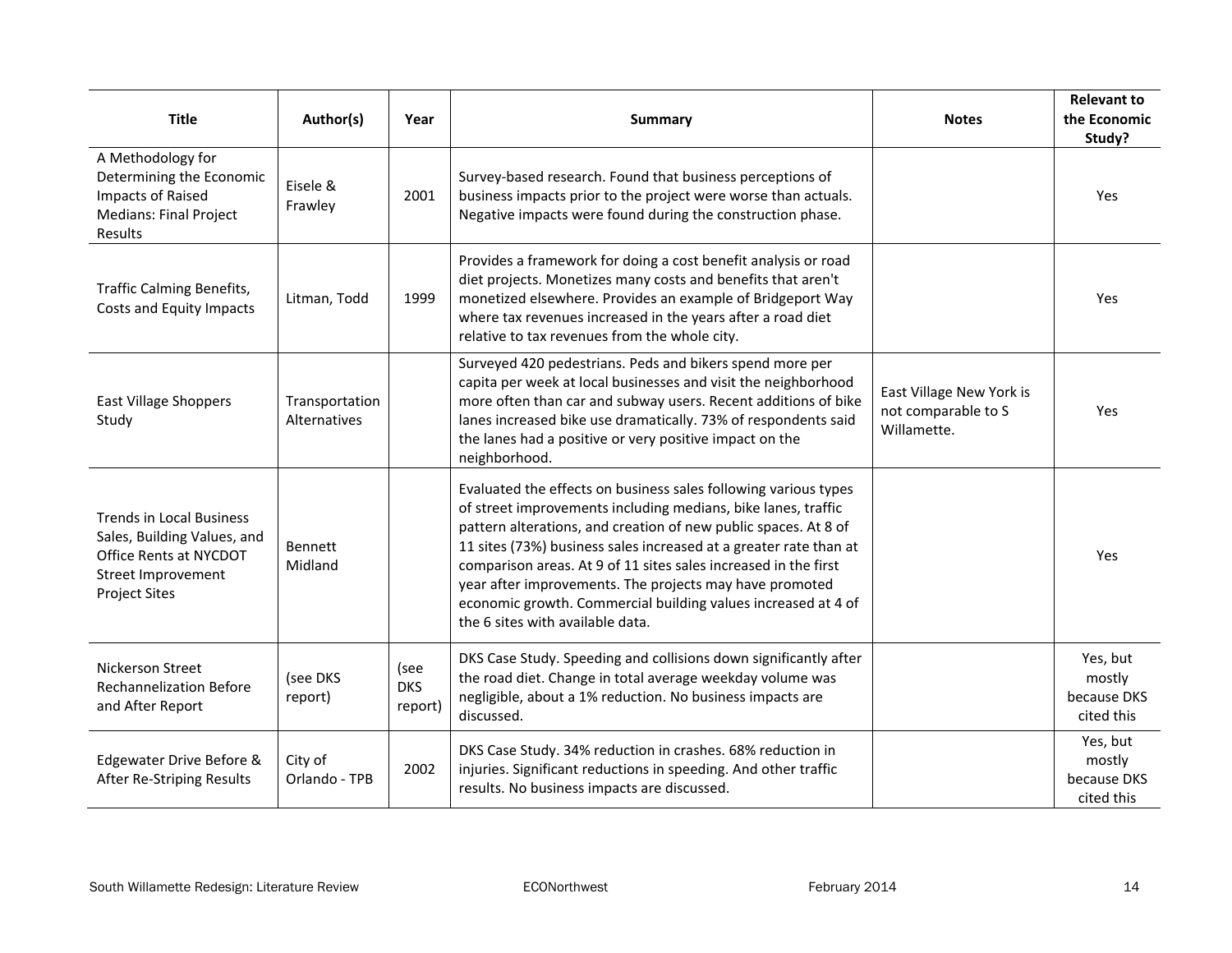| Title | Author(s) | Year | Summary | Notes | Relevant to the Economic Study? |
|---|---|---|---|---|---|
| A Methodology for Determining the Economic Impacts of Raised Medians: Final Project Results | Eisele & Frawley | 2001 | Survey-based research. Found that business perceptions of business impacts prior to the project were worse than actuals. Negative impacts were found during the construction phase. | | Yes |
| Traffic Calming Benefits, Costs and Equity Impacts | Litman, Todd | 1999 | Provides a framework for doing a cost benefit analysis or road diet projects. Monetizes many costs and benefits that aren't monetized elsewhere. Provides an example of Bridgeport Way where tax revenues increased in the years after a road diet relative to tax revenues from the whole city. | | Yes |
| East Village Shoppers Study | Transportation Alternatives | | Surveyed 420 pedestrians. Peds and bikers spend more per capita per week at local businesses and visit the neighborhood more often than car and subway users. Recent additions of bike lanes increased bike use dramatically. 73% of respondents said the lanes had a positive or very positive impact on the neighborhood. | East Village New York is not comparable to S Willamette. | Yes |
| Trends in Local Business Sales, Building Values, and Office Rents at NYCDOT Street Improvement Project Sites | Bennett Midland | | Evaluated the effects on business sales following various types of street improvements including medians, bike lanes, traffic pattern alterations, and creation of new public spaces. At 8 of 11 sites (73%) business sales increased at a greater rate than at comparison areas. At 9 of 11 sites sales increased in the first year after improvements. The projects may have promoted economic growth. Commercial building values increased at 4 of the 6 sites with available data. | | Yes |
| Nickerson Street Rechannelization Before and After Report | (see DKS report) | (see DKS report) | DKS Case Study. Speeding and collisions down significantly after the road diet. Change in total average weekday volume was negligible, about a 1% reduction. No business impacts are discussed. | | Yes, but mostly because DKS cited this |
| Edgewater Drive Before & After Re-Striping Results | City of Orlando - TPB | 2002 | DKS Case Study. 34% reduction in crashes. 68% reduction in injuries. Significant reductions in speeding. And other traffic results. No business impacts are discussed. | | Yes, but mostly because DKS cited this |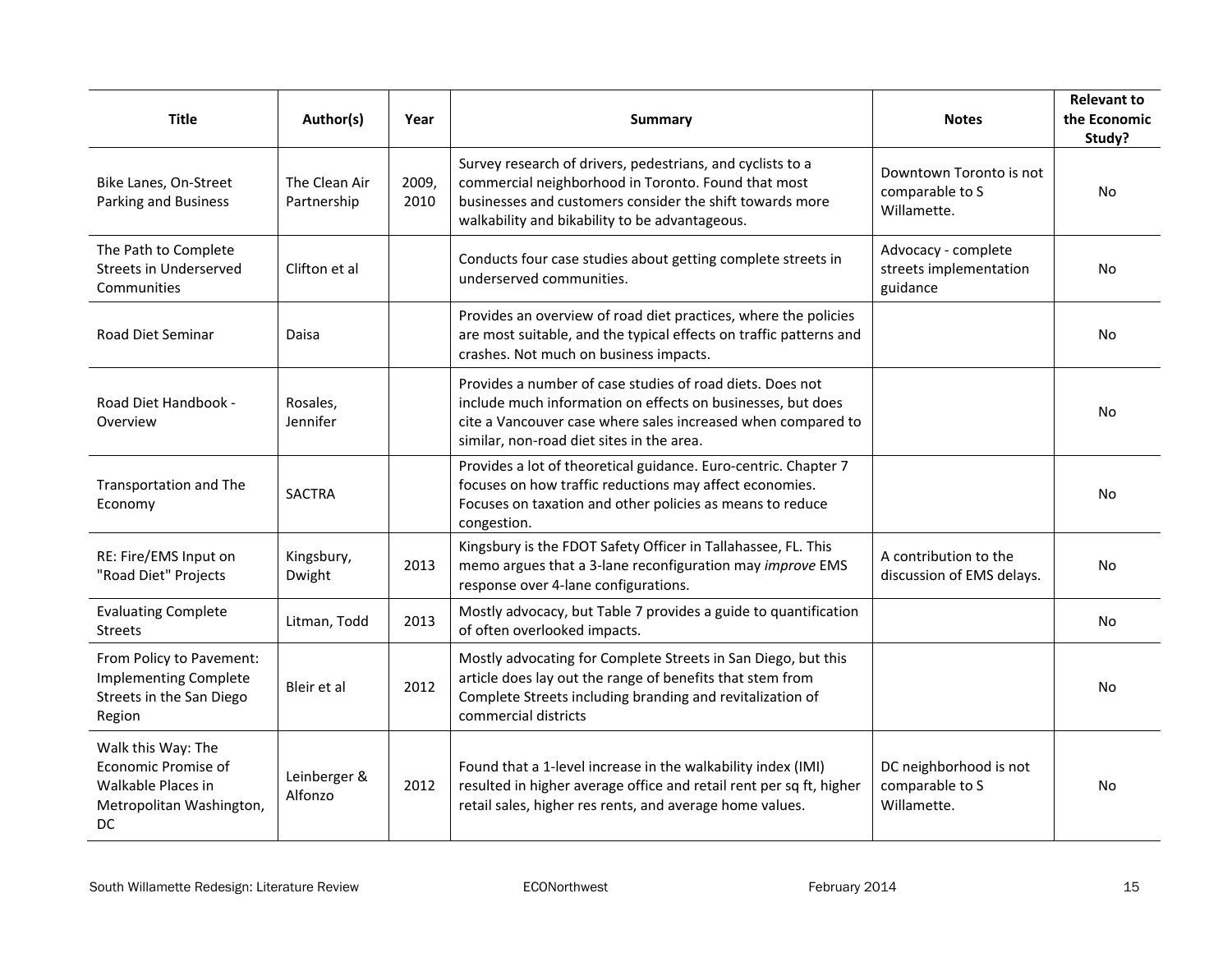| Title | Author(s) | Year | Summary | Notes | Relevant to the Economic Study? |
|---|---|---|---|---|---|
| Bike Lanes, On-Street Parking and Business | The Clean Air Partnership | 2009, 2010 | Survey research of drivers, pedestrians, and cyclists to a commercial neighborhood in Toronto. Found that most businesses and customers consider the shift towards more walkability and bikability to be advantageous. | Downtown Toronto is not comparable to S Willamette. | No |
| The Path to Complete Streets in Underserved Communities | Clifton et al | | Conducts four case studies about getting complete streets in underserved communities. | Advocacy - complete streets implementation guidance | No |
| Road Diet Seminar | Daisa | | Provides an overview of road diet practices, where the policies are most suitable, and the typical effects on traffic patterns and crashes. Not much on business impacts. | | No |
| Road Diet Handbook - Overview | Rosales, Jennifer | | Provides a number of case studies of road diets. Does not include much information on effects on businesses, but does cite a Vancouver case where sales increased when compared to similar, non-road diet sites in the area. | | No |
| Transportation and The Economy | SACTRA | | Provides a lot of theoretical guidance. Euro-centric. Chapter 7 focuses on how traffic reductions may affect economies. Focuses on taxation and other policies as means to reduce congestion. | | No |
| RE: Fire/EMS Input on "Road Diet" Projects | Kingsbury, Dwight | 2013 | Kingsbury is the FDOT Safety Officer in Tallahassee, FL. This memo argues that a 3-lane reconfiguration may *improve* EMS response over 4-lane configurations. | A contribution to the discussion of EMS delays. | No |
| Evaluating Complete Streets | Litman, Todd | 2013 | Mostly advocacy, but Table 7 provides a guide to quantification of often overlooked impacts. | | No |
| From Policy to Pavement: Implementing Complete Streets in the San Diego Region | Bleir et al | 2012 | Mostly advocating for Complete Streets in San Diego, but this article does lay out the range of benefits that stem from Complete Streets including branding and revitalization of commercial districts | | No |
| Walk this Way: The Economic Promise of Walkable Places in Metropolitan Washington, DC | Leinberger & Alfonzo | 2012 | Found that a 1-level increase in the walkability index (IMI) resulted in higher average office and retail rent per sq ft, higher retail sales, higher res rents, and average home values. | DC neighborhood is not comparable to S Willamette. | No |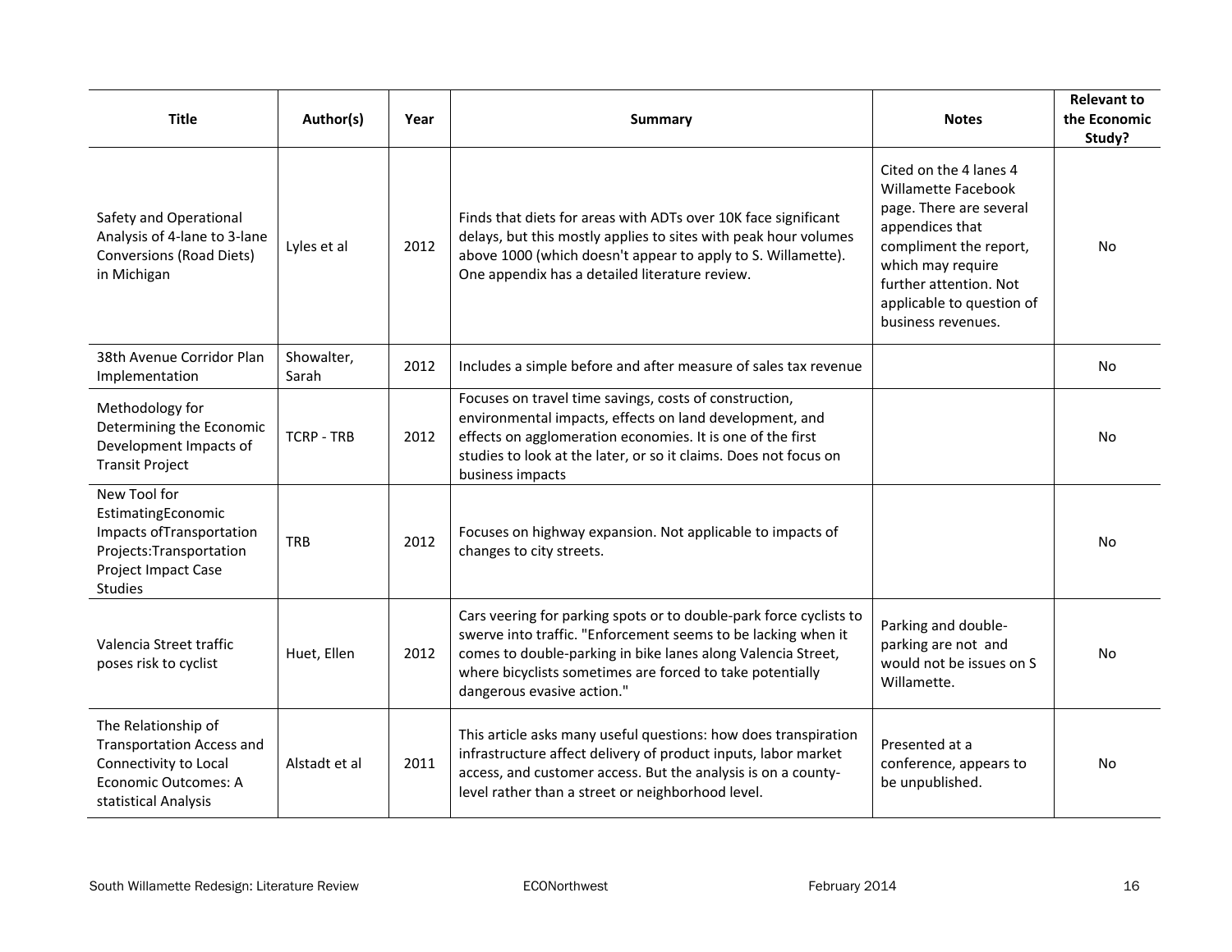| Title | Author(s) | Year | Summary | Notes | Relevant to the Economic Study? |
|---|---|---|---|---|---|
| Safety and Operational Analysis of 4-lane to 3-lane Conversions (Road Diets) in Michigan | Lyles et al | 2012 | Finds that diets for areas with ADTs over 10K face significant delays, but this mostly applies to sites with peak hour volumes above 1000 (which doesn't appear to apply to S. Willamette). One appendix has a detailed literature review. | Cited on the 4 lanes 4 Willamette Facebook page. There are several appendices that compliment the report, which may require further attention. Not applicable to question of business revenues. | No |
| 38th Avenue Corridor Plan Implementation | Showalter, Sarah | 2012 | Includes a simple before and after measure of sales tax revenue | | No |
| Methodology for Determining the Economic Development Impacts of Transit Project | TCRP - TRB | 2012 | Focuses on travel time savings, costs of construction, environmental impacts, effects on land development, and effects on agglomeration economies. It is one of the first studies to look at the later, or so it claims. Does not focus on business impacts | | No |
| New Tool for EstimatingEconomic Impacts ofTransportation Projects:Transportation Project Impact Case Studies | TRB | 2012 | Focuses on highway expansion. Not applicable to impacts of changes to city streets. | | No |
| Valencia Street traffic poses risk to cyclist | Huet, Ellen | 2012 | Cars veering for parking spots or to double-park force cyclists to swerve into traffic. "Enforcement seems to be lacking when it comes to double-parking in bike lanes along Valencia Street, where bicyclists sometimes are forced to take potentially dangerous evasive action." | Parking and double-parking are not and would not be issues on S Willamette. | No |
| The Relationship of Transportation Access and Connectivity to Local Economic Outcomes: A statistical Analysis | Alstadt et al | 2011 | This article asks many useful questions: how does transpiration infrastructure affect delivery of product inputs, labor market access, and customer access. But the analysis is on a county-level rather than a street or neighborhood level. | Presented at a conference, appears to be unpublished. | No |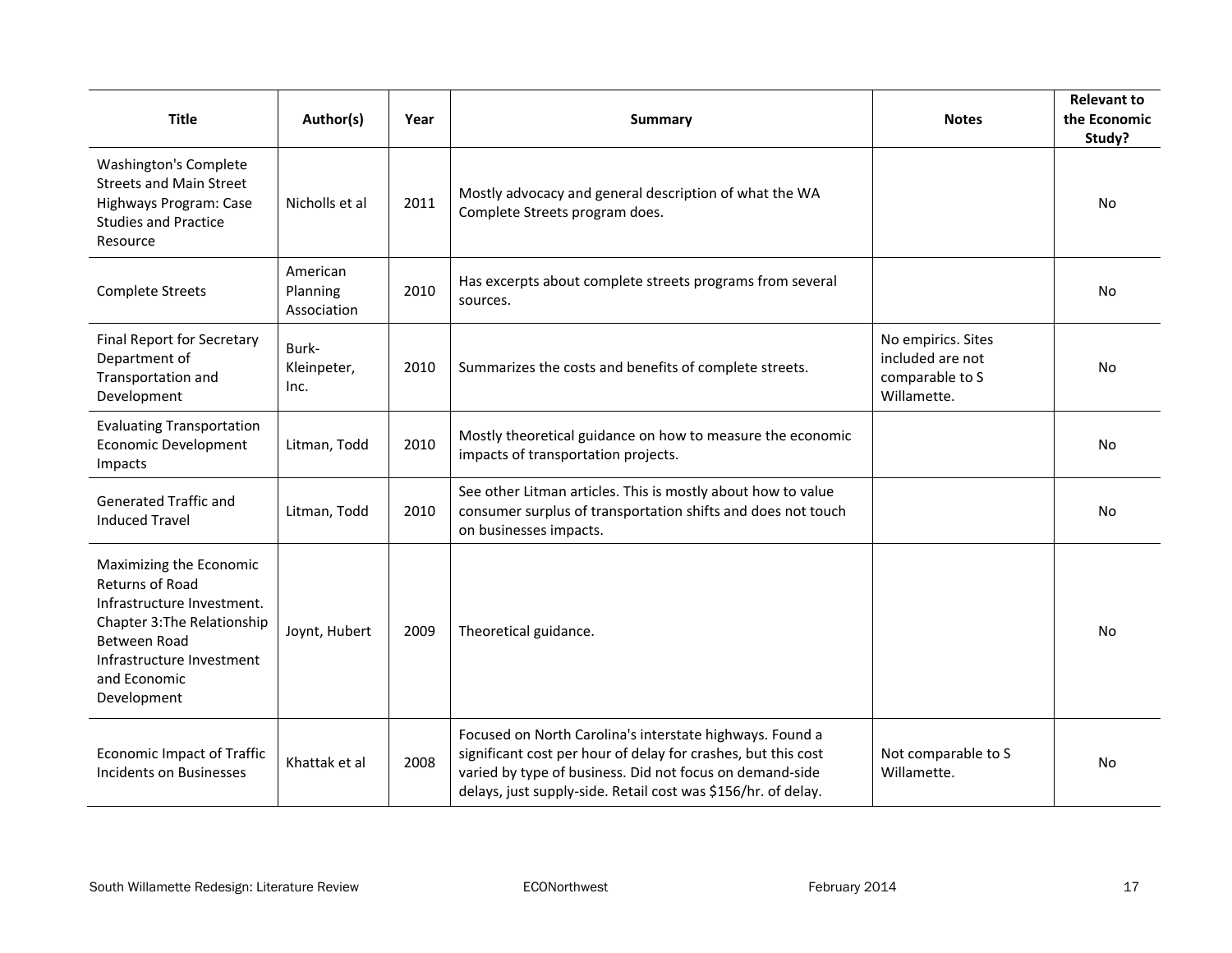| Title | Author(s) | Year | Summary | Notes | Relevant to the Economic Study? |
|---|---|---|---|---|---|
| Washington's Complete Streets and Main Street Highways Program: Case Studies and Practice Resource | Nicholls et al | 2011 | Mostly advocacy and general description of what the WA Complete Streets program does. | | No |
| Complete Streets | American Planning Association | 2010 | Has excerpts about complete streets programs from several sources. | | No |
| Final Report for Secretary Department of Transportation and Development | Burk-Kleinpeter, Inc. | 2010 | Summarizes the costs and benefits of complete streets. | No empirics. Sites included are not comparable to S Willamette. | No |
| Evaluating Transportation Economic Development Impacts | Litman, Todd | 2010 | Mostly theoretical guidance on how to measure the economic impacts of transportation projects. | | No |
| Generated Traffic and Induced Travel | Litman, Todd | 2010 | See other Litman articles. This is mostly about how to value consumer surplus of transportation shifts and does not touch on businesses impacts. | | No |
| Maximizing the Economic Returns of Road Infrastructure Investment. Chapter 3:The Relationship Between Road Infrastructure Investment and Economic Development | Joynt, Hubert | 2009 | Theoretical guidance. | | No |
| Economic Impact of Traffic Incidents on Businesses | Khattak et al | 2008 | Focused on North Carolina's interstate highways. Found a significant cost per hour of delay for crashes, but this cost varied by type of business. Did not focus on demand-side delays, just supply-side. Retail cost was $156/hr. of delay. | Not comparable to S Willamette. | No |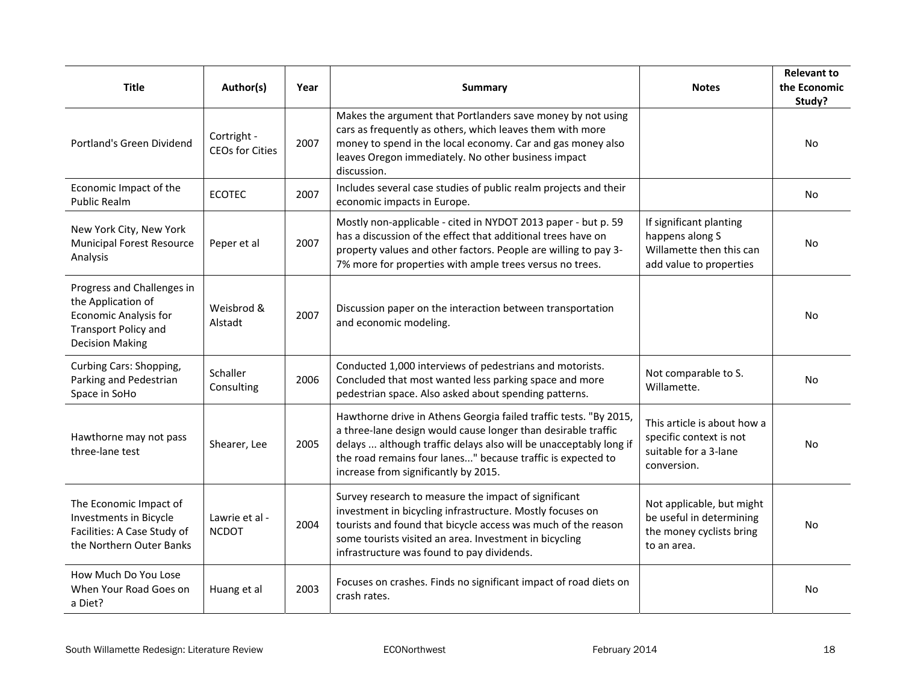| Title | Author(s) | Year | Summary | Notes | Relevant to the Economic Study? |
| --- | --- | --- | --- | --- | --- |
| Portland's Green Dividend | Cortright - CEOs for Cities | 2007 | Makes the argument that Portlanders save money by not using cars as frequently as others, which leaves them with more money to spend in the local economy. Car and gas money also leaves Oregon immediately. No other business impact discussion. | | No |
| Economic Impact of the Public Realm | ECOTEC | 2007 | Includes several case studies of public realm projects and their economic impacts in Europe. | | No |
| New York City, New York Municipal Forest Resource Analysis | Peper et al | 2007 | Mostly non-applicable - cited in NYDOT 2013 paper - but p. 59 has a discussion of the effect that additional trees have on property values and other factors. People are willing to pay 3-7% more for properties with ample trees versus no trees. | If significant planting happens along S Willamette then this can add value to properties | No |
| Progress and Challenges in the Application of Economic Analysis for Transport Policy and Decision Making | Weisbrod & Alstadt | 2007 | Discussion paper on the interaction between transportation and economic modeling. | | No |
| Curbing Cars: Shopping, Parking and Pedestrian Space in SoHo | Schaller Consulting | 2006 | Conducted 1,000 interviews of pedestrians and motorists. Concluded that most wanted less parking space and more pedestrian space. Also asked about spending patterns. | Not comparable to S. Willamette. | No |
| Hawthorne may not pass three-lane test | Shearer, Lee | 2005 | Hawthorne drive in Athens Georgia failed traffic tests. "By 2015, a three-lane design would cause longer than desirable traffic delays ... although traffic delays also will be unacceptably long if the road remains four lanes..." because traffic is expected to increase from significantly by 2015. | This article is about how a specific context is not suitable for a 3-lane conversion. | No |
| The Economic Impact of Investments in Bicycle Facilities: A Case Study of the Northern Outer Banks | Lawrie et al - NCDOT | 2004 | Survey research to measure the impact of significant investment in bicycling infrastructure. Mostly focuses on tourists and found that bicycle access was much of the reason some tourists visited an area. Investment in bicycling infrastructure was found to pay dividends. | Not applicable, but might be useful in determining the money cyclists bring to an area. | No |
| How Much Do You Lose When Your Road Goes on a Diet? | Huang et al | 2003 | Focuses on crashes. Finds no significant impact of road diets on crash rates. | | No |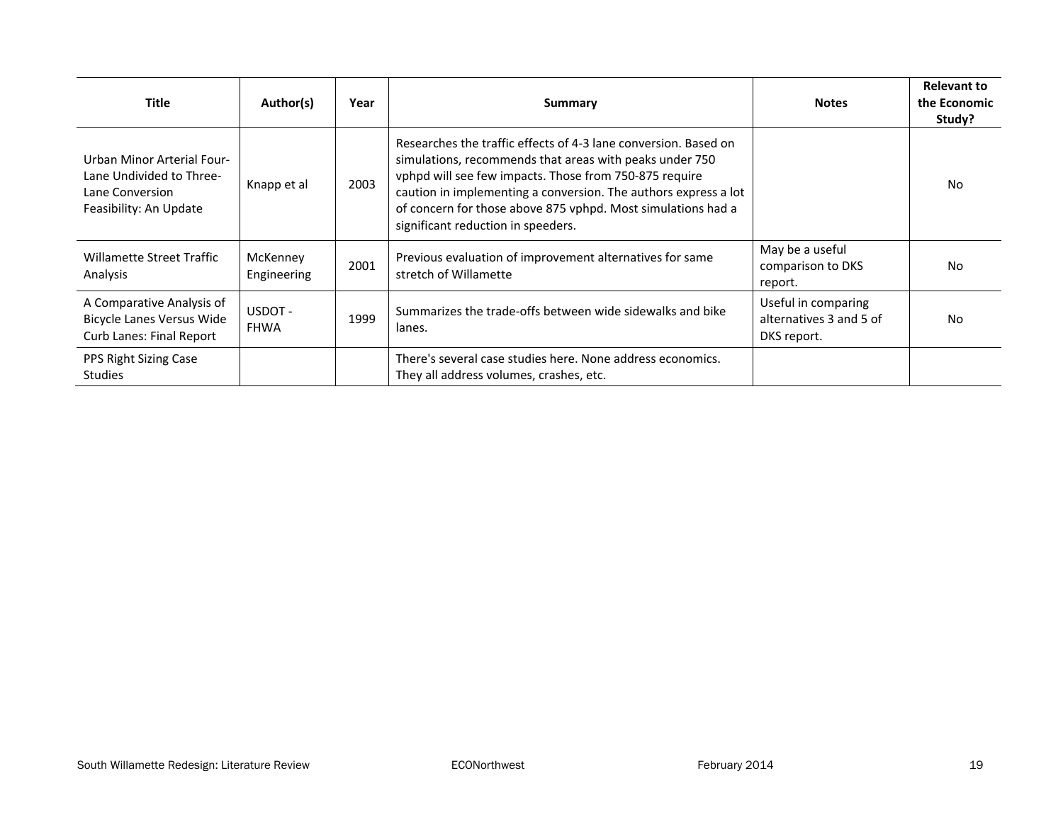| Title | Author(s) | Year | Summary | Notes | Relevant to the Economic Study? |
|---|---|---|---|---|---|
| Urban Minor Arterial Four-Lane Undivided to Three-Lane Conversion Feasibility: An Update | Knapp et al | 2003 | Researches the traffic effects of 4-3 lane conversion. Based on simulations, recommends that areas with peaks under 750 vphpd will see few impacts. Those from 750-875 require caution in implementing a conversion. The authors express a lot of concern for those above 875 vphpd. Most simulations had a significant reduction in speeders. | | No |
| Willamette Street Traffic Analysis | McKenney Engineering | 2001 | Previous evaluation of improvement alternatives for same stretch of Willamette | May be a useful comparison to DKS report. | No |
| A Comparative Analysis of Bicycle Lanes Versus Wide Curb Lanes: Final Report | USDOT - FHWA | 1999 | Summarizes the trade-offs between wide sidewalks and bike lanes. | Useful in comparing alternatives 3 and 5 of DKS report. | No |
| PPS Right Sizing Case Studies | | | There's several case studies here. None address economics. They all address volumes, crashes, etc. | | |